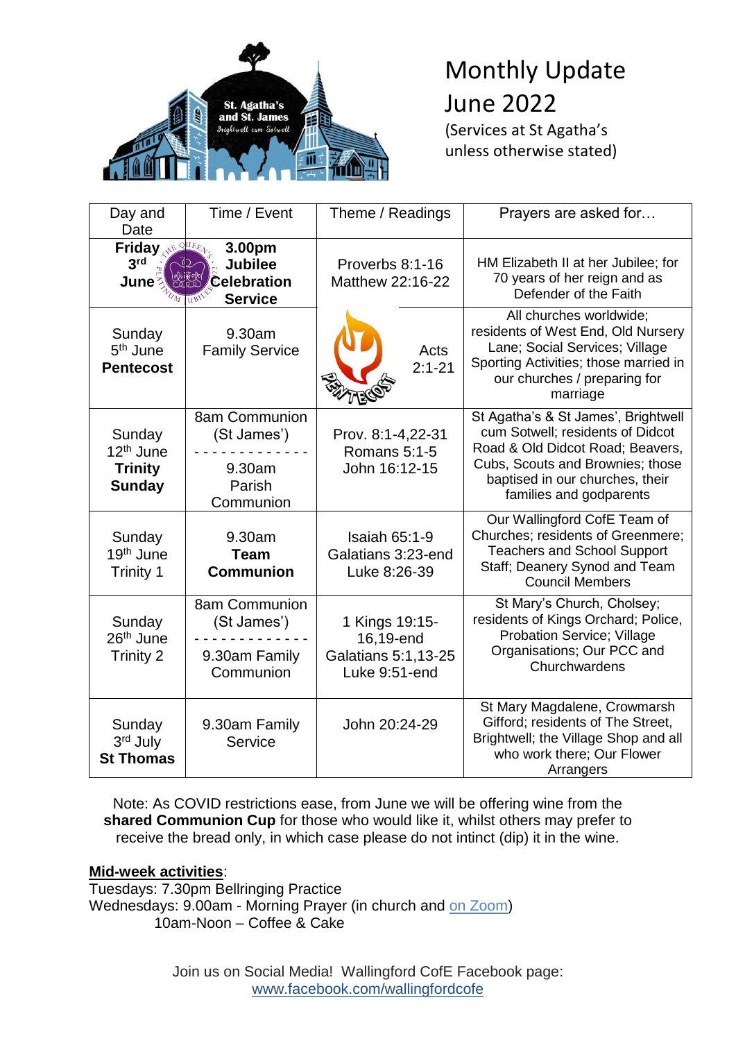# Monthly Update June 2022

(Services at St Agatha's unless otherwise stated)

| Day and Date | Time / Event | Theme / Readings | Prayers are asked for… |
|---|---|---|---|
| **Friday 3rd June** | **3.00pm Jubilee Celebration Service** | Proverbs 8:1-16 Matthew 22:16-22 | HM Elizabeth II at her Jubilee; for 70 years of her reign and as Defender of the Faith |
| Sunday 5th June **Pentecost** | 9.30am Family Service | Acts 2:1-21 | All churches worldwide; residents of West End, Old Nursery Lane; Social Services; Village Sporting Activities; those married in our churches / preparing for marriage |
| Sunday 12th June **Trinity Sunday** | 8am Communion (St James') ------------- 9.30am Parish Communion | Prov. 8:1-4,22-31 Romans 5:1-5 John 16:12-15 | St Agatha's & St James', Brightwell cum Sotwell; residents of Didcot Road & Old Didcot Road; Beavers, Cubs, Scouts and Brownies; those baptised in our churches, their families and godparents |
| Sunday 19th June Trinity 1 | 9.30am **Team Communion** | Isaiah 65:1-9 Galatians 3:23-end Luke 8:26-39 | Our Wallingford CofE Team of Churches; residents of Greenmere; Teachers and School Support Staff; Deanery Synod and Team Council Members |
| Sunday 26th June Trinity 2 | 8am Communion (St James') ------------- 9.30am Family Communion | 1 Kings 19:15-16,19-end Galatians 5:1,13-25 Luke 9:51-end | St Mary's Church, Cholsey; residents of Kings Orchard; Police, Probation Service; Village Organisations; Our PCC and Churchwardens |
| Sunday 3rd July **St Thomas** | 9.30am Family Service | John 20:24-29 | St Mary Magdalene, Crowmarsh Gifford; residents of The Street, Brightwell; the Village Shop and all who work there; Our Flower Arrangers |

Note: As COVID restrictions ease, from June we will be offering wine from the **shared Communion Cup** for those who would like it, whilst others may prefer to receive the bread only, in which case please do not intinct (dip) it in the wine.

**Mid-week activities**:

Tuesdays: 7.30pm Bellringing Practice

Wednesdays: 9.00am - Morning Prayer (in church and on Zoom)

10am-Noon – Coffee & Cake

Join us on Social Media! Wallingford CofE Facebook page: www.facebook.com/wallingfordcofe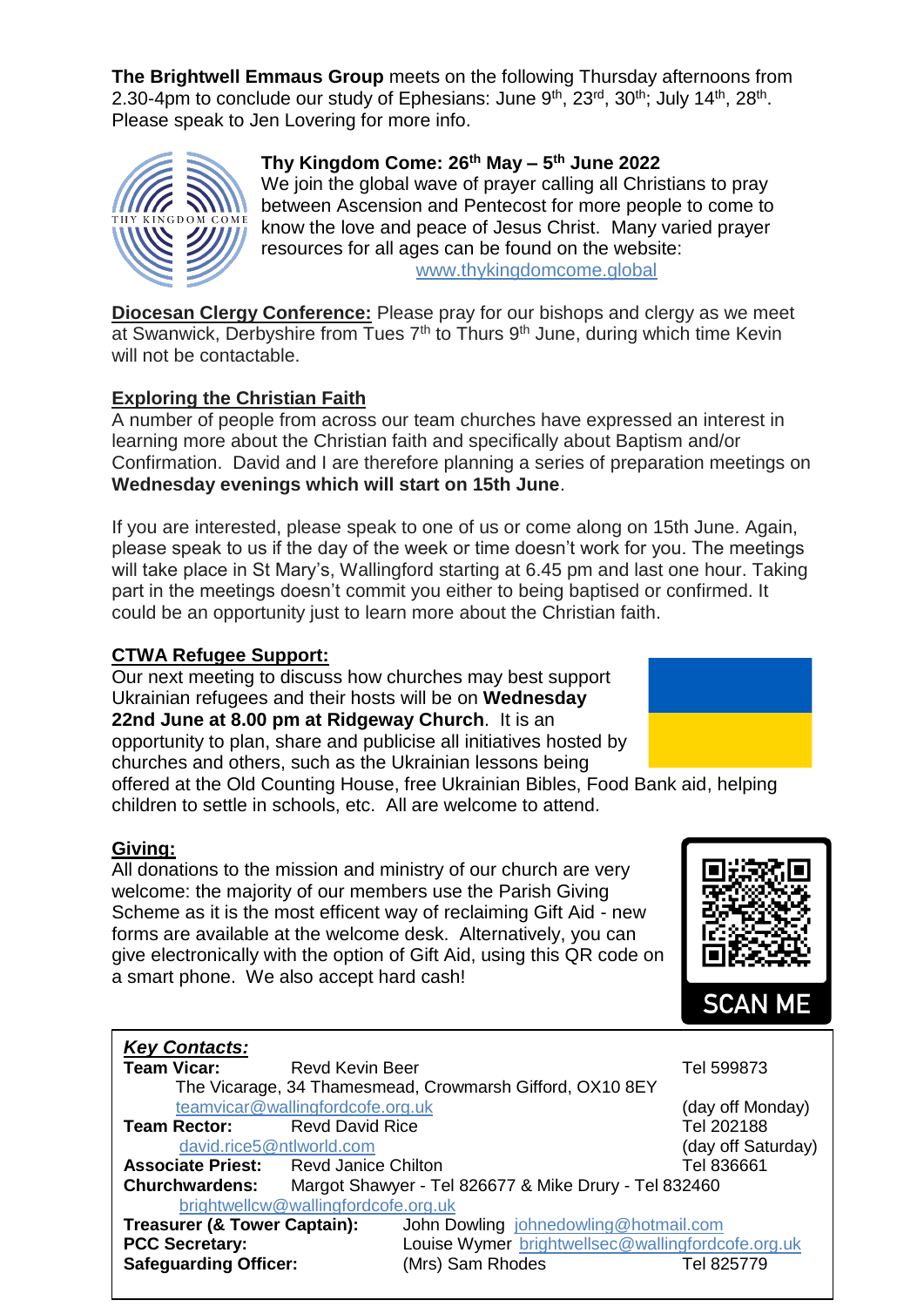**The Brightwell Emmaus Group** meets on the following Thursday afternoons from 2.30-4pm to conclude our study of Ephesians: June 9th, 23rd, 30th; July 14th, 28th. Please speak to Jen Lovering for more info.

**Thy Kingdom Come: 26th May – 5th June 2022**
We join the global wave of prayer calling all Christians to pray between Ascension and Pentecost for more people to come to know the love and peace of Jesus Christ. Many varied prayer resources for all ages can be found on the website: www.thykingdomcome.global

**Diocesan Clergy Conference:** Please pray for our bishops and clergy as we meet at Swanwick, Derbyshire from Tues 7th to Thurs 9th June, during which time Kevin will not be contactable.

## Exploring the Christian Faith

A number of people from across our team churches have expressed an interest in learning more about the Christian faith and specifically about Baptism and/or Confirmation. David and I are therefore planning a series of preparation meetings on **Wednesday evenings which will start on 15th June**.

If you are interested, please speak to one of us or come along on 15th June. Again, please speak to us if the day of the week or time doesn't work for you. The meetings will take place in St Mary's, Wallingford starting at 6.45 pm and last one hour. Taking part in the meetings doesn't commit you either to being baptised or confirmed. It could be an opportunity just to learn more about the Christian faith.

## CTWA Refugee Support:

Our next meeting to discuss how churches may best support Ukrainian refugees and their hosts will be on **Wednesday 22nd June at 8.00 pm at Ridgeway Church**. It is an opportunity to plan, share and publicise all initiatives hosted by churches and others, such as the Ukrainian lessons being offered at the Old Counting House, free Ukrainian Bibles, Food Bank aid, helping children to settle in schools, etc. All are welcome to attend.

## Giving:

All donations to the mission and ministry of our church are very welcome: the majority of our members use the Parish Giving Scheme as it is the most efficent way of reclaiming Gift Aid - new forms are available at the welcome desk. Alternatively, you can give electronically with the option of Gift Aid, using this QR code on a smart phone. We also accept hard cash!

SCAN ME

***Key Contacts:***

**Team Vicar:** Revd Kevin Beer — Tel 599873
The Vicarage, 34 Thamesmead, Crowmarsh Gifford, OX10 8EY
teamvicar@wallingfordcofe.org.uk (day off Monday)

**Team Rector:** Revd David Rice — Tel 202188
david.rice5@ntlworld.com (day off Saturday)

**Associate Priest:** Revd Janice Chilton — Tel 836661

**Churchwardens:** Margot Shawyer - Tel 826677 & Mike Drury - Tel 832460
brightwellcw@wallingfordcofe.org.uk

**Treasurer (& Tower Captain):** John Dowling johnedowling@hotmail.com

**PCC Secretary:** Louise Wymer brightwellsec@wallingfordcofe.org.uk

**Safeguarding Officer:** (Mrs) Sam Rhodes — Tel 825779